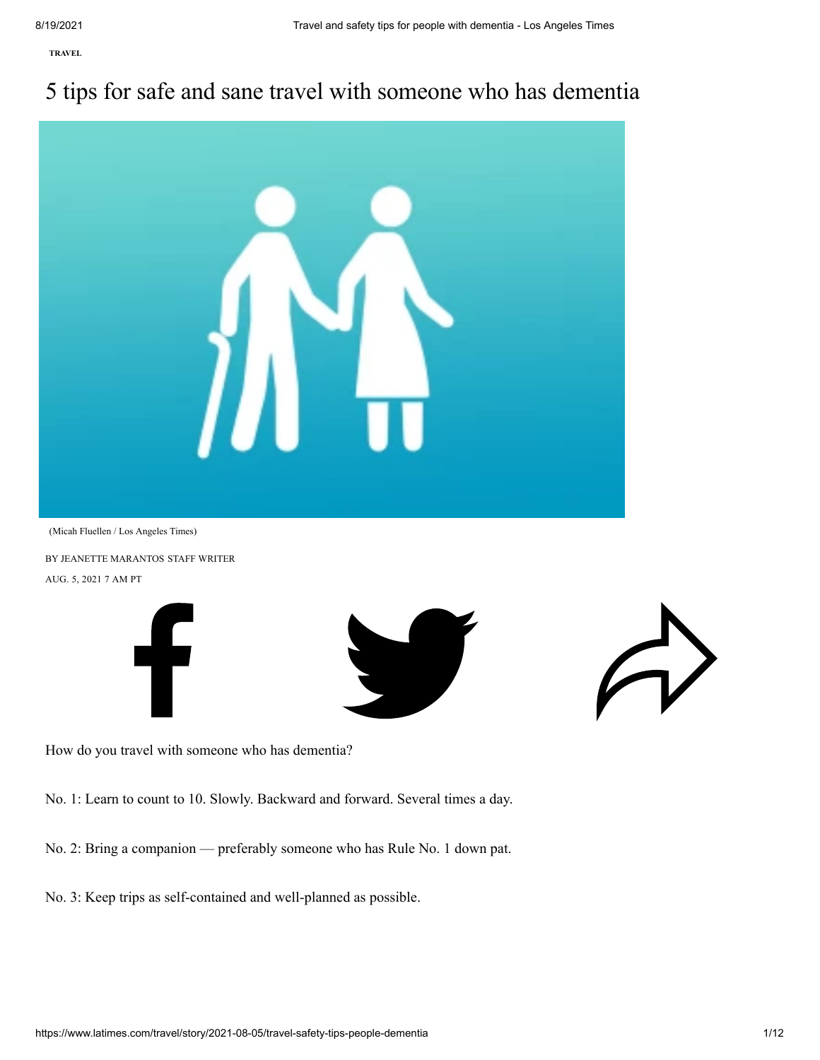TRAVEL

# 5 tips for safe and sane travel with someone who has dementia

(Micah Fluellen / Los Angeles Times)

BY JEANETTE MARANTOS STAFF WRITER

AUG. 5, 2021 7 AM PT

How do you travel with someone who has dementia?

No. 1: Learn to count to 10. Slowly. Backward and forward. Several times a day.

No. 2: Bring a companion — preferably someone who has Rule No. 1 down pat.

No. 3: Keep trips as self-contained and well-planned as possible.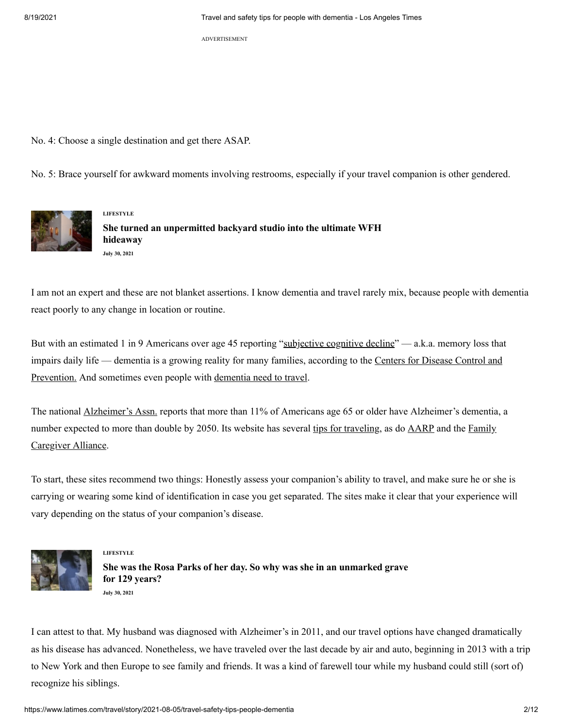No. 4: Choose a single destination and get there ASAP.

No. 5: Brace yourself for awkward moments involving restrooms, especially if your travel companion is other gendered.

LIFESTYLE

**She turned an unpermitted backyard studio into the ultimate WFH hideaway**

July 30, 2021

I am not an expert and these are not blanket assertions. I know dementia and travel rarely mix, because people with dementia react poorly to any change in location or routine.

But with an estimated 1 in 9 Americans over age 45 reporting "subjective cognitive decline" — a.k.a. memory loss that impairs daily life — dementia is a growing reality for many families, according to the Centers for Disease Control and Prevention. And sometimes even people with dementia need to travel.

The national Alzheimer's Assn. reports that more than 11% of Americans age 65 or older have Alzheimer's dementia, a number expected to more than double by 2050. Its website has several tips for traveling, as do AARP and the Family Caregiver Alliance.

To start, these sites recommend two things: Honestly assess your companion's ability to travel, and make sure he or she is carrying or wearing some kind of identification in case you get separated. The sites make it clear that your experience will vary depending on the status of your companion's disease.

LIFESTYLE

**She was the Rosa Parks of her day. So why was she in an unmarked grave for 129 years?**

July 30, 2021

I can attest to that. My husband was diagnosed with Alzheimer's in 2011, and our travel options have changed dramatically as his disease has advanced. Nonetheless, we have traveled over the last decade by air and auto, beginning in 2013 with a trip to New York and then Europe to see family and friends. It was a kind of farewell tour while my husband could still (sort of) recognize his siblings.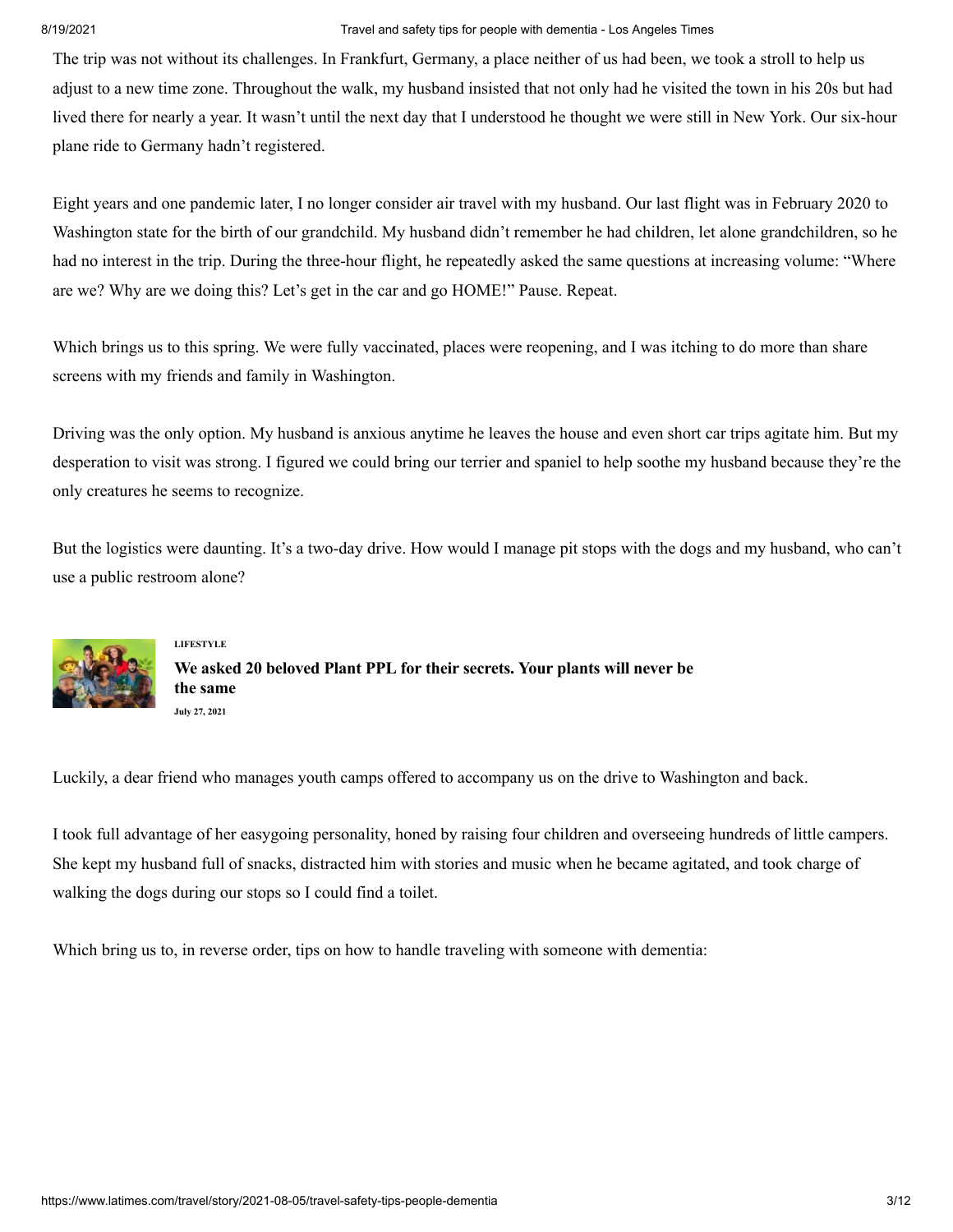The trip was not without its challenges. In Frankfurt, Germany, a place neither of us had been, we took a stroll to help us adjust to a new time zone. Throughout the walk, my husband insisted that not only had he visited the town in his 20s but had lived there for nearly a year. It wasn't until the next day that I understood he thought we were still in New York. Our six-hour plane ride to Germany hadn't registered.

Eight years and one pandemic later, I no longer consider air travel with my husband. Our last flight was in February 2020 to Washington state for the birth of our grandchild. My husband didn't remember he had children, let alone grandchildren, so he had no interest in the trip. During the three-hour flight, he repeatedly asked the same questions at increasing volume: "Where are we? Why are we doing this? Let's get in the car and go HOME!" Pause. Repeat.

Which brings us to this spring. We were fully vaccinated, places were reopening, and I was itching to do more than share screens with my friends and family in Washington.

Driving was the only option. My husband is anxious anytime he leaves the house and even short car trips agitate him. But my desperation to visit was strong. I figured we could bring our terrier and spaniel to help soothe my husband because they're the only creatures he seems to recognize.

But the logistics were daunting. It's a two-day drive. How would I manage pit stops with the dogs and my husband, who can't use a public restroom alone?

**LIFESTYLE**

**We asked 20 beloved Plant PPL for their secrets. Your plants will never be the same**

**July 27, 2021**

Luckily, a dear friend who manages youth camps offered to accompany us on the drive to Washington and back.

I took full advantage of her easygoing personality, honed by raising four children and overseeing hundreds of little campers. She kept my husband full of snacks, distracted him with stories and music when he became agitated, and took charge of walking the dogs during our stops so I could find a toilet.

Which bring us to, in reverse order, tips on how to handle traveling with someone with dementia: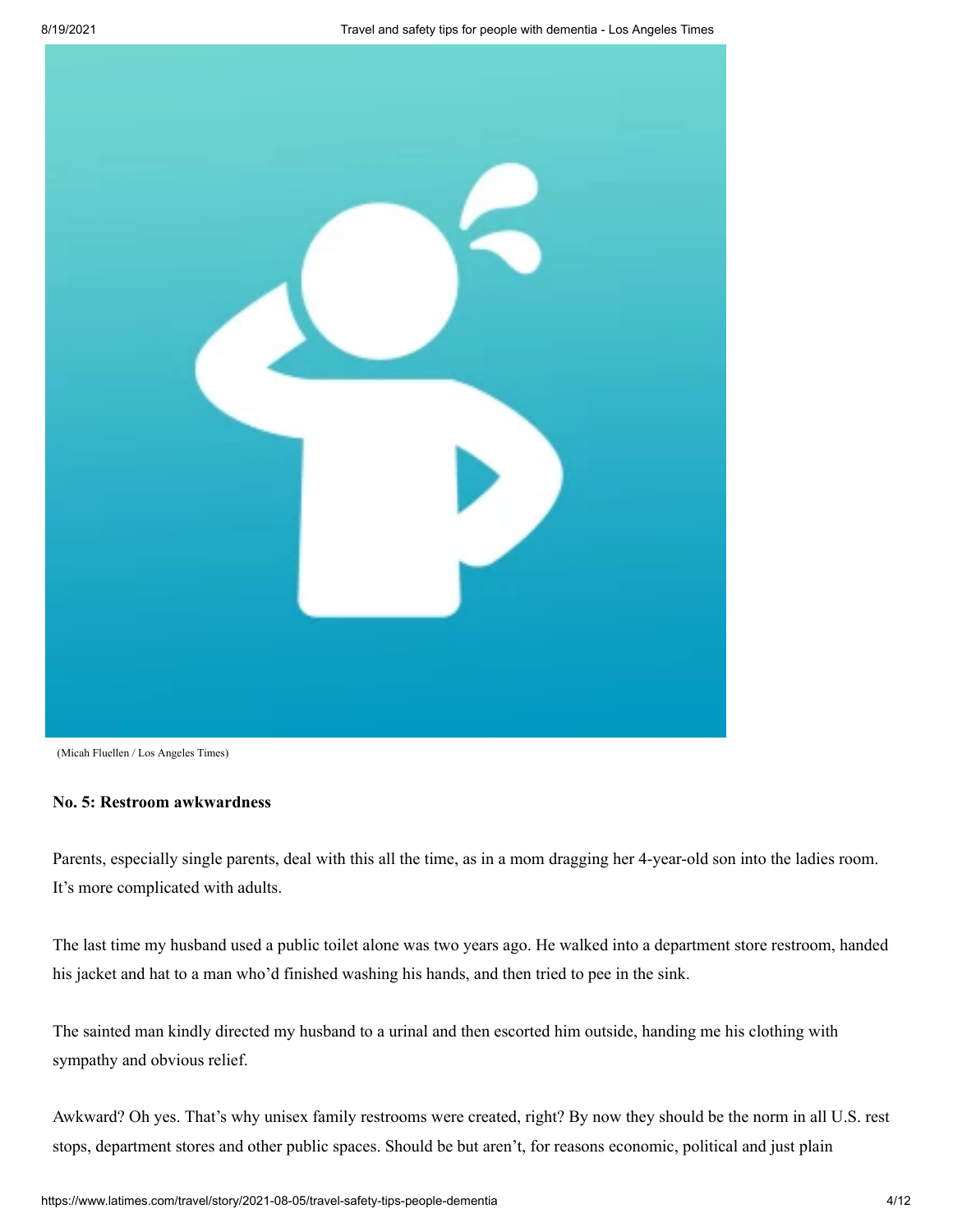(Micah Fluellen / Los Angeles Times)

**No. 5: Restroom awkwardness**

Parents, especially single parents, deal with this all the time, as in a mom dragging her 4-year-old son into the ladies room. It's more complicated with adults.

The last time my husband used a public toilet alone was two years ago. He walked into a department store restroom, handed his jacket and hat to a man who'd finished washing his hands, and then tried to pee in the sink.

The sainted man kindly directed my husband to a urinal and then escorted him outside, handing me his clothing with sympathy and obvious relief.

Awkward? Oh yes. That's why unisex family restrooms were created, right? By now they should be the norm in all U.S. rest stops, department stores and other public spaces. Should be but aren't, for reasons economic, political and just plain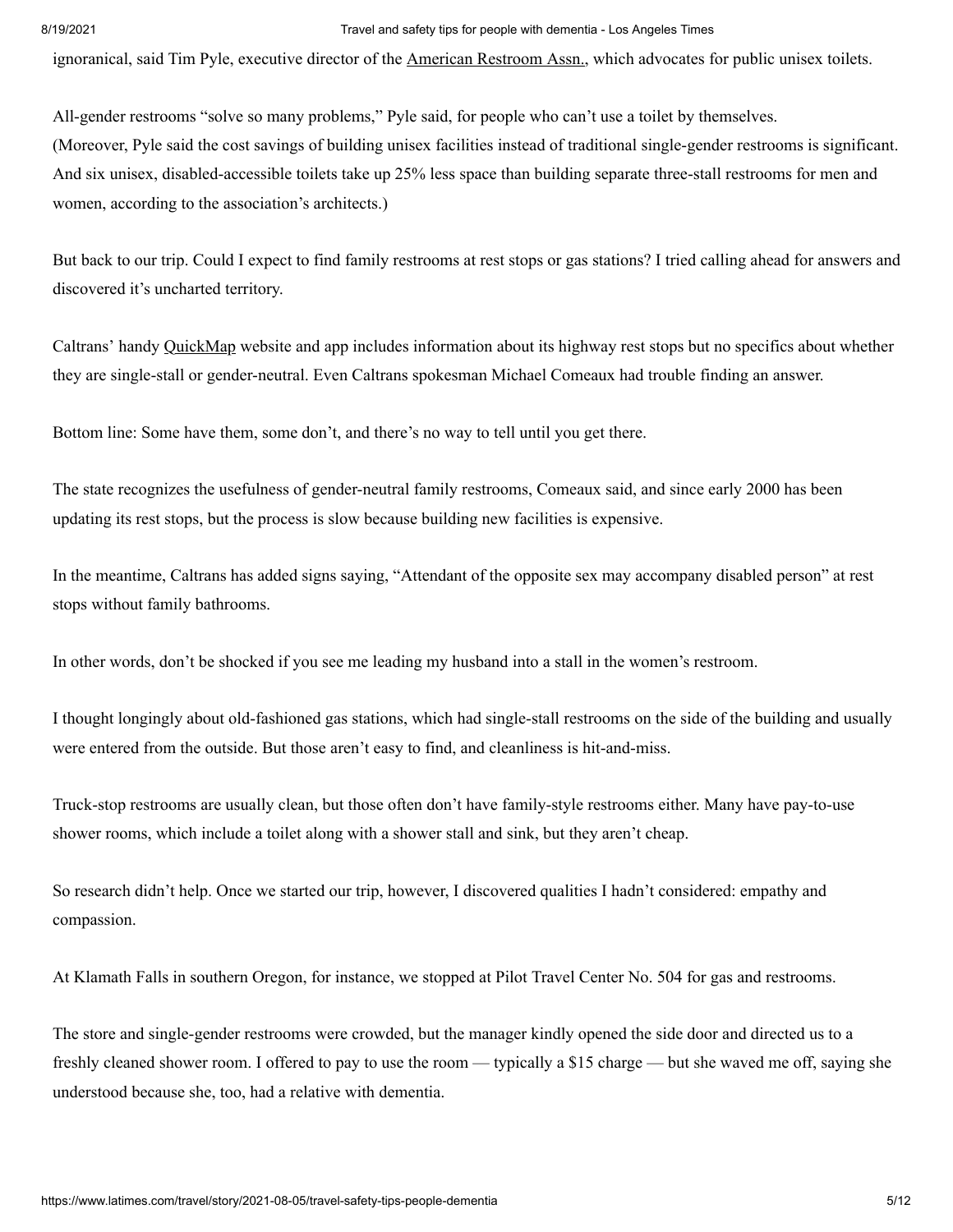ignoranical, said Tim Pyle, executive director of the American Restroom Assn., which advocates for public unisex toilets.

All-gender restrooms "solve so many problems," Pyle said, for people who can't use a toilet by themselves. (Moreover, Pyle said the cost savings of building unisex facilities instead of traditional single-gender restrooms is significant. And six unisex, disabled-accessible toilets take up 25% less space than building separate three-stall restrooms for men and women, according to the association's architects.)

But back to our trip. Could I expect to find family restrooms at rest stops or gas stations? I tried calling ahead for answers and discovered it's uncharted territory.

Caltrans' handy QuickMap website and app includes information about its highway rest stops but no specifics about whether they are single-stall or gender-neutral. Even Caltrans spokesman Michael Comeaux had trouble finding an answer.

Bottom line: Some have them, some don't, and there's no way to tell until you get there.

The state recognizes the usefulness of gender-neutral family restrooms, Comeaux said, and since early 2000 has been updating its rest stops, but the process is slow because building new facilities is expensive.

In the meantime, Caltrans has added signs saying, "Attendant of the opposite sex may accompany disabled person" at rest stops without family bathrooms.

In other words, don't be shocked if you see me leading my husband into a stall in the women's restroom.

I thought longingly about old-fashioned gas stations, which had single-stall restrooms on the side of the building and usually were entered from the outside. But those aren't easy to find, and cleanliness is hit-and-miss.

Truck-stop restrooms are usually clean, but those often don't have family-style restrooms either. Many have pay-to-use shower rooms, which include a toilet along with a shower stall and sink, but they aren't cheap.

So research didn't help. Once we started our trip, however, I discovered qualities I hadn't considered: empathy and compassion.

At Klamath Falls in southern Oregon, for instance, we stopped at Pilot Travel Center No. 504 for gas and restrooms.

The store and single-gender restrooms were crowded, but the manager kindly opened the side door and directed us to a freshly cleaned shower room. I offered to pay to use the room — typically a $15 charge — but she waved me off, saying she understood because she, too, had a relative with dementia.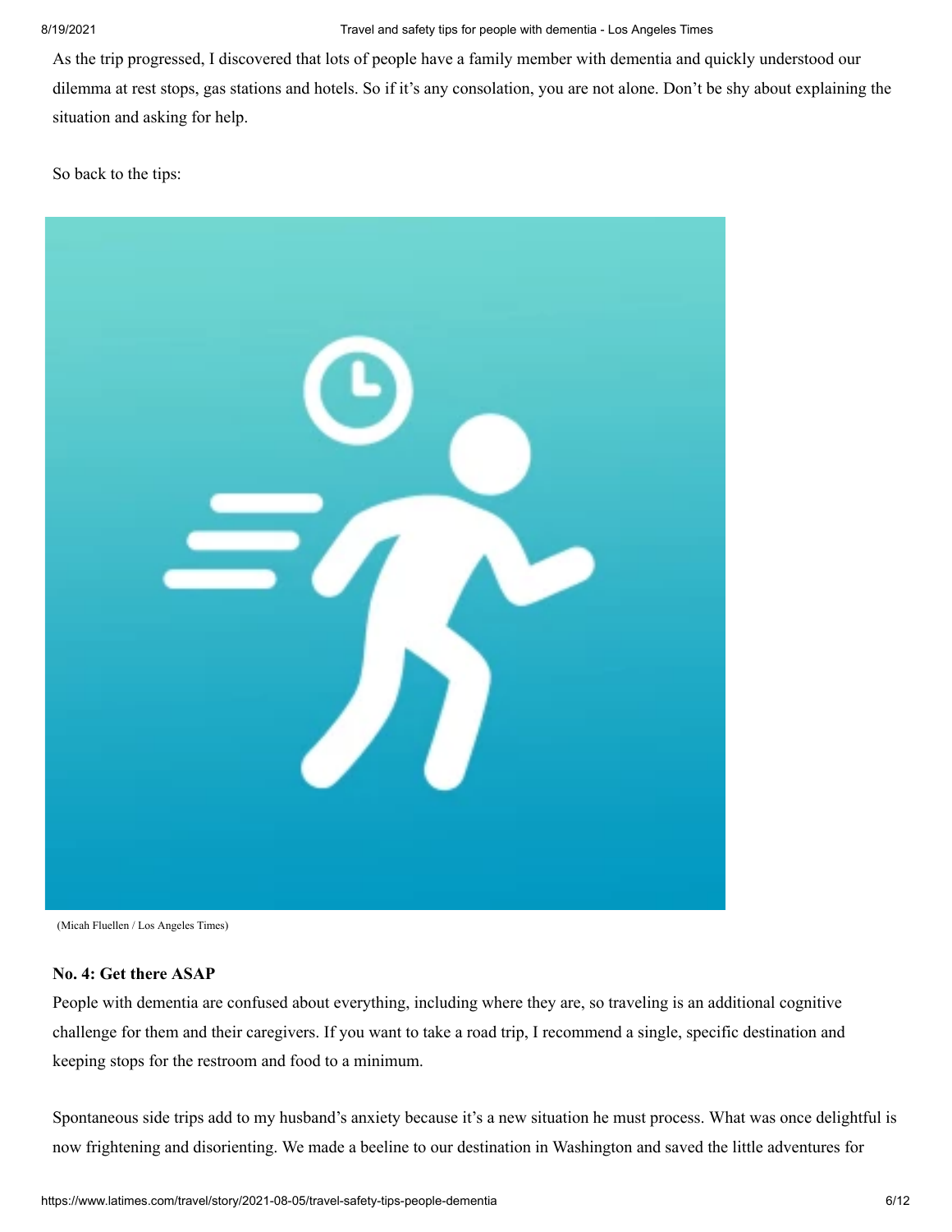As the trip progressed, I discovered that lots of people have a family member with dementia and quickly understood our dilemma at rest stops, gas stations and hotels. So if it's any consolation, you are not alone. Don't be shy about explaining the situation and asking for help.

So back to the tips:

(Micah Fluellen / Los Angeles Times)

**No. 4: Get there ASAP**

People with dementia are confused about everything, including where they are, so traveling is an additional cognitive challenge for them and their caregivers. If you want to take a road trip, I recommend a single, specific destination and keeping stops for the restroom and food to a minimum.

Spontaneous side trips add to my husband's anxiety because it's a new situation he must process. What was once delightful is now frightening and disorienting. We made a beeline to our destination in Washington and saved the little adventures for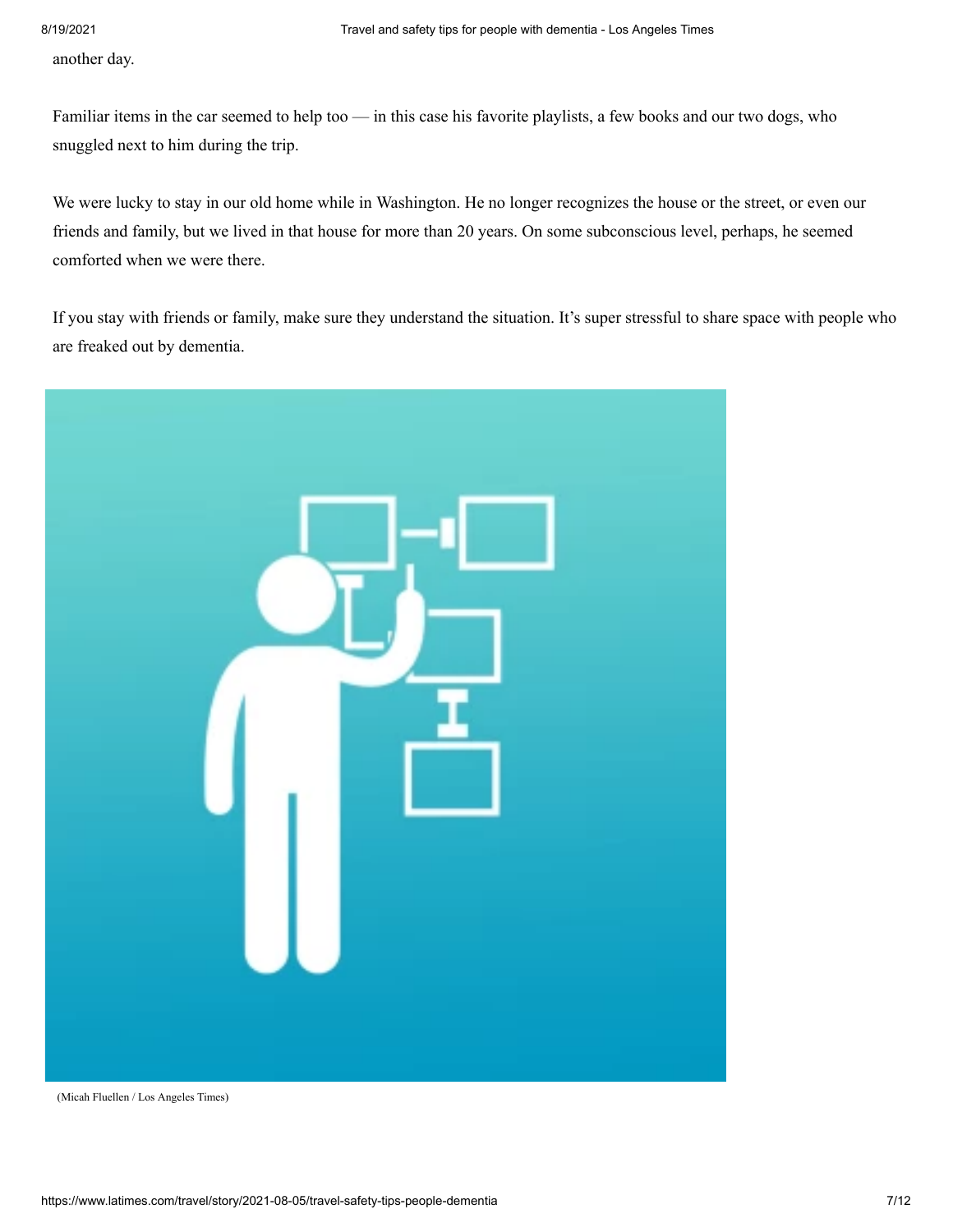another day.

Familiar items in the car seemed to help too — in this case his favorite playlists, a few books and our two dogs, who snuggled next to him during the trip.

We were lucky to stay in our old home while in Washington. He no longer recognizes the house or the street, or even our friends and family, but we lived in that house for more than 20 years. On some subconscious level, perhaps, he seemed comforted when we were there.

If you stay with friends or family, make sure they understand the situation. It's super stressful to share space with people who are freaked out by dementia.

(Micah Fluellen / Los Angeles Times)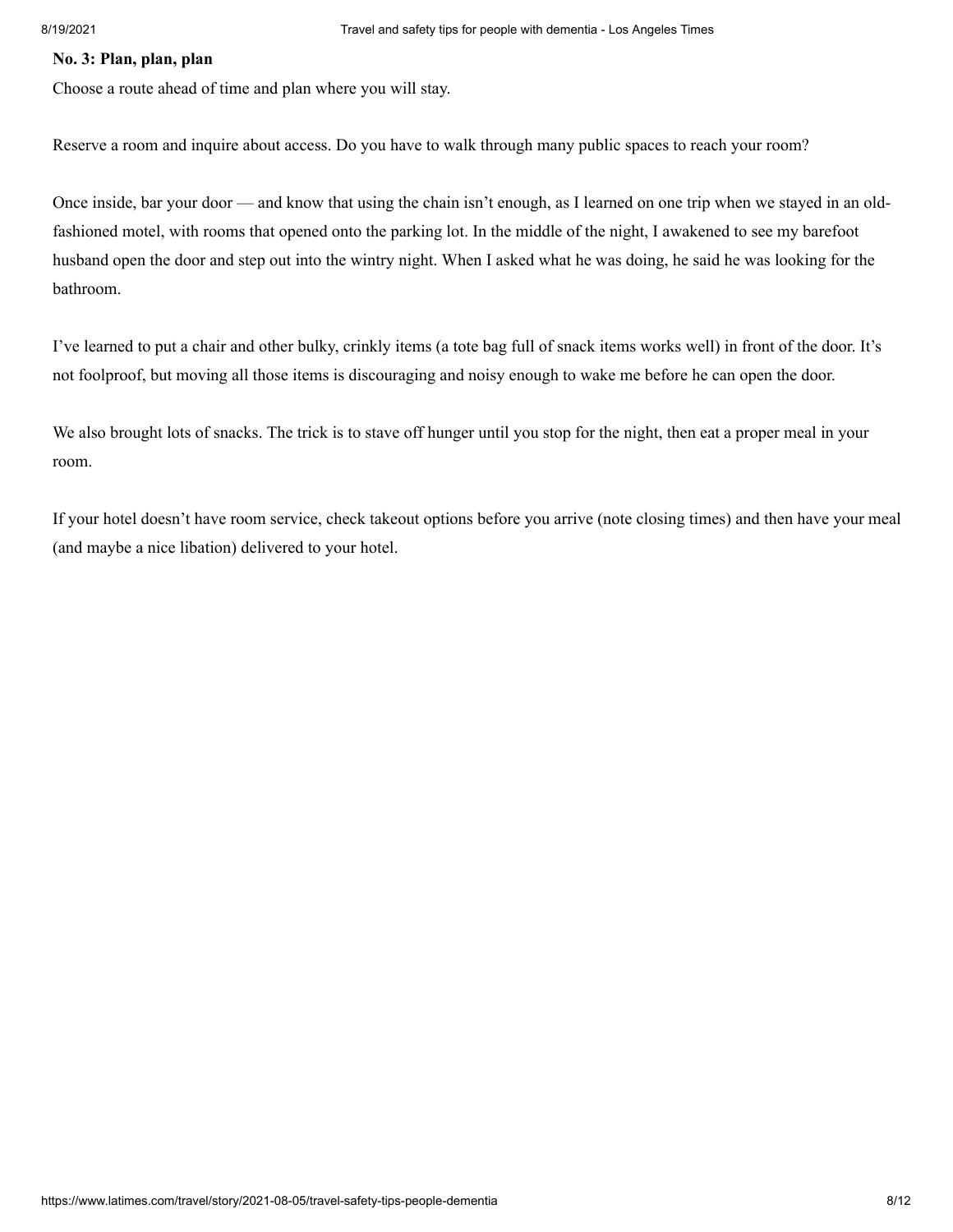**No. 3: Plan, plan, plan**

Choose a route ahead of time and plan where you will stay.

Reserve a room and inquire about access. Do you have to walk through many public spaces to reach your room?

Once inside, bar your door — and know that using the chain isn't enough, as I learned on one trip when we stayed in an old-fashioned motel, with rooms that opened onto the parking lot. In the middle of the night, I awakened to see my barefoot husband open the door and step out into the wintry night. When I asked what he was doing, he said he was looking for the bathroom.

I've learned to put a chair and other bulky, crinkly items (a tote bag full of snack items works well) in front of the door. It's not foolproof, but moving all those items is discouraging and noisy enough to wake me before he can open the door.

We also brought lots of snacks. The trick is to stave off hunger until you stop for the night, then eat a proper meal in your room.

If your hotel doesn't have room service, check takeout options before you arrive (note closing times) and then have your meal (and maybe a nice libation) delivered to your hotel.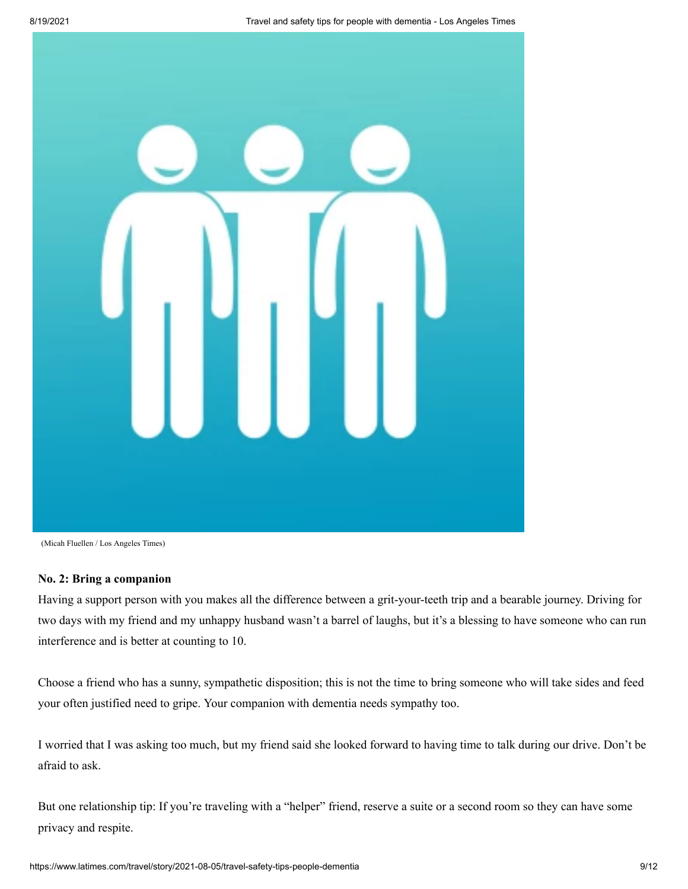(Micah Fluellen / Los Angeles Times)

**No. 2: Bring a companion**

Having a support person with you makes all the difference between a grit-your-teeth trip and a bearable journey. Driving for two days with my friend and my unhappy husband wasn't a barrel of laughs, but it's a blessing to have someone who can run interference and is better at counting to 10.

Choose a friend who has a sunny, sympathetic disposition; this is not the time to bring someone who will take sides and feed your often justified need to gripe. Your companion with dementia needs sympathy too.

I worried that I was asking too much, but my friend said she looked forward to having time to talk during our drive. Don't be afraid to ask.

But one relationship tip: If you're traveling with a "helper" friend, reserve a suite or a second room so they can have some privacy and respite.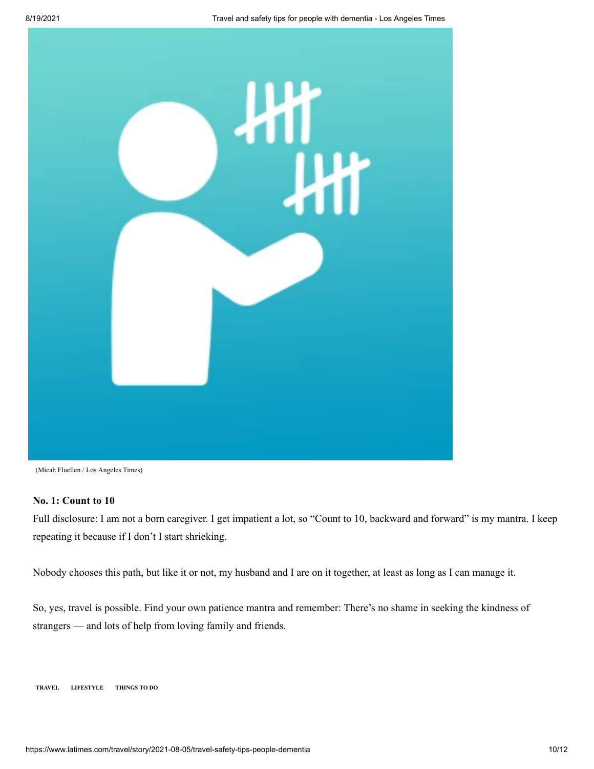(Micah Fluellen / Los Angeles Times)

**No. 1: Count to 10**

Full disclosure: I am not a born caregiver. I get impatient a lot, so “Count to 10, backward and forward” is my mantra. I keep repeating it because if I don’t I start shrieking.

Nobody chooses this path, but like it or not, my husband and I are on it together, at least as long as I can manage it.

So, yes, travel is possible. Find your own patience mantra and remember: There’s no shame in seeking the kindness of strangers — and lots of help from loving family and friends.

TRAVEL LIFESTYLE THINGS TO DO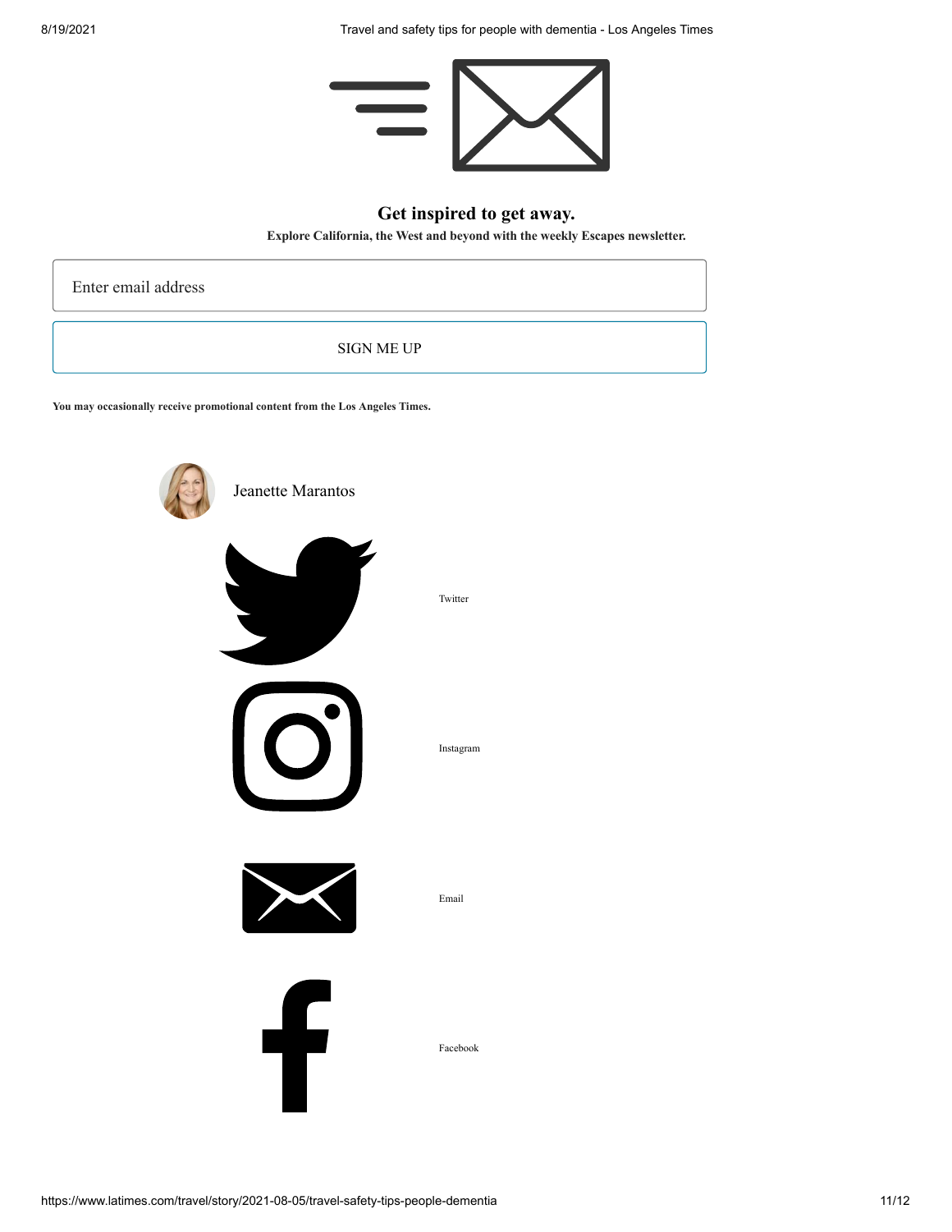## Get inspired to get away.

**Explore California, the West and beyond with the weekly Escapes newsletter.**

Enter email address

SIGN ME UP

**You may occasionally receive promotional content from the Los Angeles Times.**

Jeanette Marantos

Twitter

Instagram

Email

Facebook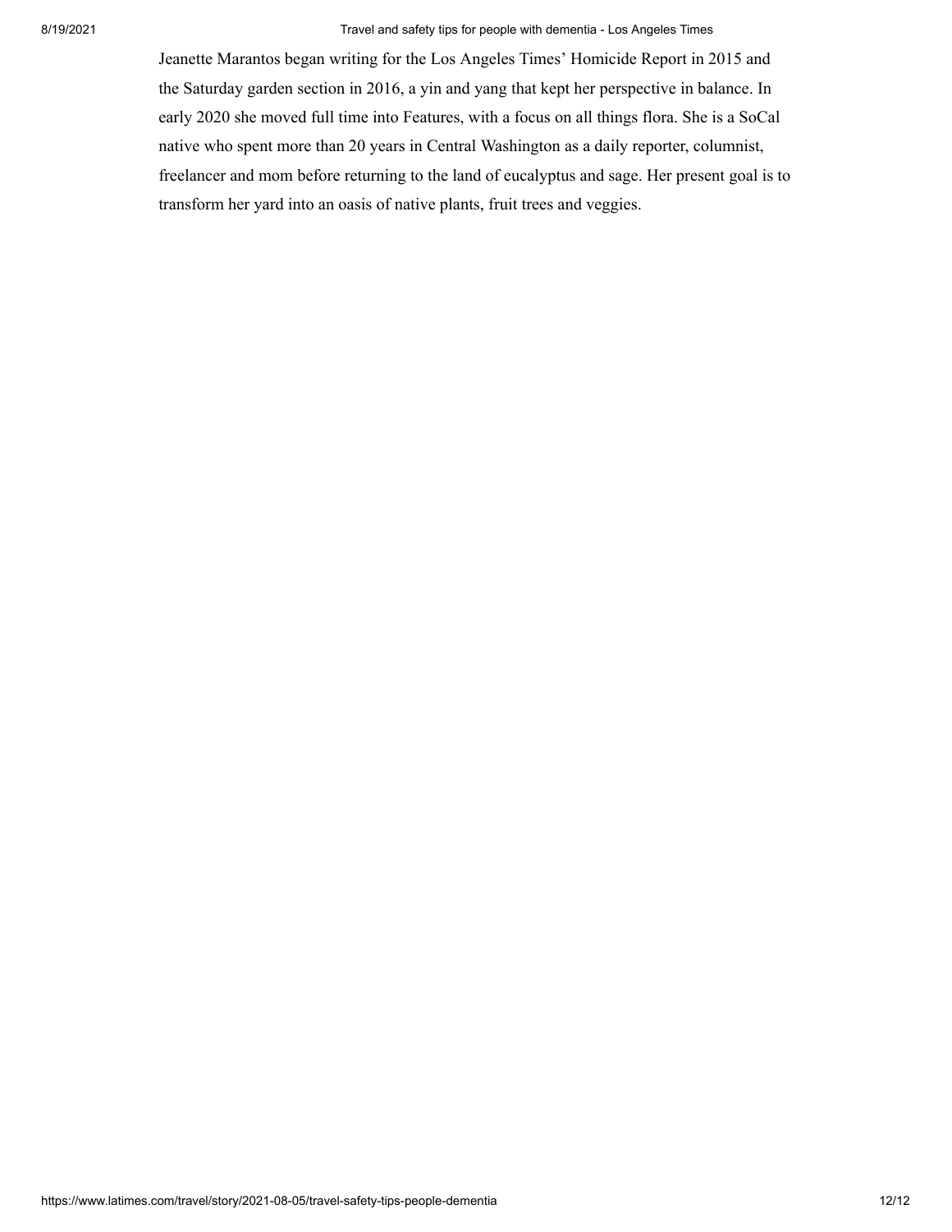Jeanette Marantos began writing for the Los Angeles Times' Homicide Report in 2015 and the Saturday garden section in 2016, a yin and yang that kept her perspective in balance. In early 2020 she moved full time into Features, with a focus on all things flora. She is a SoCal native who spent more than 20 years in Central Washington as a daily reporter, columnist, freelancer and mom before returning to the land of eucalyptus and sage. Her present goal is to transform her yard into an oasis of native plants, fruit trees and veggies.